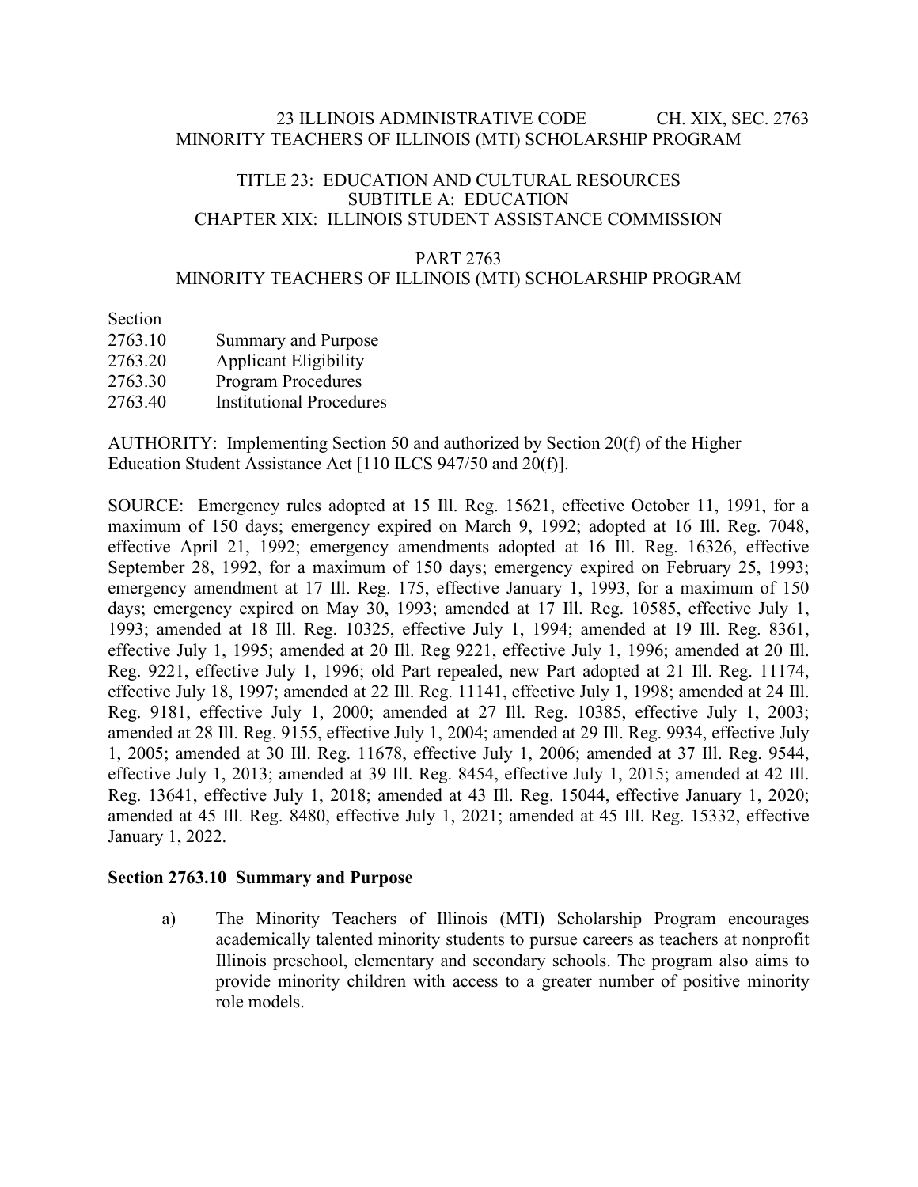23 ILLINOIS ADMINISTRATIVE CODE CH. XIX, SEC. 2763
MINORITY TEACHERS OF ILLINOIS (MTI) SCHOLARSHIP PROGRAM

TITLE 23: EDUCATION AND CULTURAL RESOURCES
SUBTITLE A: EDUCATION
CHAPTER XIX: ILLINOIS STUDENT ASSISTANCE COMMISSION

PART 2763
MINORITY TEACHERS OF ILLINOIS (MTI) SCHOLARSHIP PROGRAM

| Section | |
|---|---|
| 2763.10 | Summary and Purpose |
| 2763.20 | Applicant Eligibility |
| 2763.30 | Program Procedures |
| 2763.40 | Institutional Procedures |

AUTHORITY: Implementing Section 50 and authorized by Section 20(f) of the Higher Education Student Assistance Act [110 ILCS 947/50 and 20(f)].

SOURCE: Emergency rules adopted at 15 Ill. Reg. 15621, effective October 11, 1991, for a maximum of 150 days; emergency expired on March 9, 1992; adopted at 16 Ill. Reg. 7048, effective April 21, 1992; emergency amendments adopted at 16 Ill. Reg. 16326, effective September 28, 1992, for a maximum of 150 days; emergency expired on February 25, 1993; emergency amendment at 17 Ill. Reg. 175, effective January 1, 1993, for a maximum of 150 days; emergency expired on May 30, 1993; amended at 17 Ill. Reg. 10585, effective July 1, 1993; amended at 18 Ill. Reg. 10325, effective July 1, 1994; amended at 19 Ill. Reg. 8361, effective July 1, 1995; amended at 20 Ill. Reg 9221, effective July 1, 1996; amended at 20 Ill. Reg. 9221, effective July 1, 1996; old Part repealed, new Part adopted at 21 Ill. Reg. 11174, effective July 18, 1997; amended at 22 Ill. Reg. 11141, effective July 1, 1998; amended at 24 Ill. Reg. 9181, effective July 1, 2000; amended at 27 Ill. Reg. 10385, effective July 1, 2003; amended at 28 Ill. Reg. 9155, effective July 1, 2004; amended at 29 Ill. Reg. 9934, effective July 1, 2005; amended at 30 Ill. Reg. 11678, effective July 1, 2006; amended at 37 Ill. Reg. 9544, effective July 1, 2013; amended at 39 Ill. Reg. 8454, effective July 1, 2015; amended at 42 Ill. Reg. 13641, effective July 1, 2018; amended at 43 Ill. Reg. 15044, effective January 1, 2020; amended at 45 Ill. Reg. 8480, effective July 1, 2021; amended at 45 Ill. Reg. 15332, effective January 1, 2022.

**Section 2763.10 Summary and Purpose**

a) The Minority Teachers of Illinois (MTI) Scholarship Program encourages academically talented minority students to pursue careers as teachers at nonprofit Illinois preschool, elementary and secondary schools. The program also aims to provide minority children with access to a greater number of positive minority role models.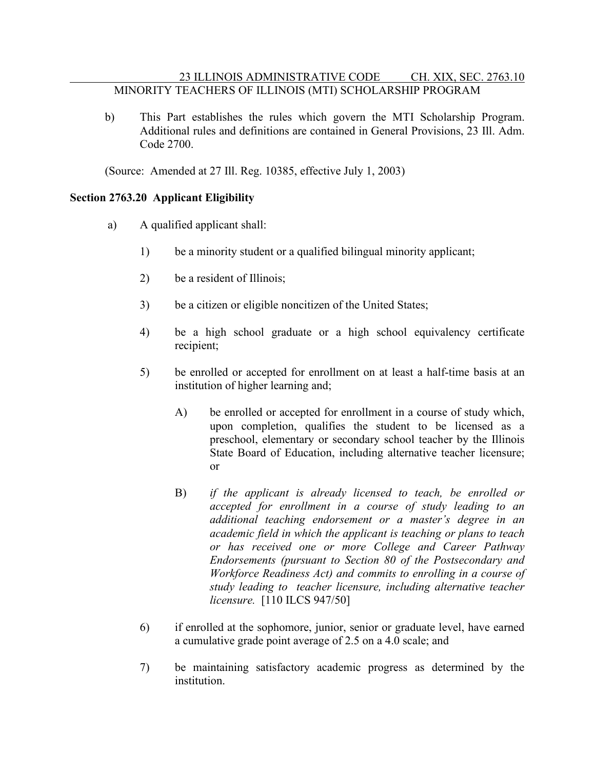b) This Part establishes the rules which govern the MTI Scholarship Program. Additional rules and definitions are contained in General Provisions, 23 Ill. Adm. Code 2700.

(Source: Amended at 27 Ill. Reg. 10385, effective July 1, 2003)

**Section 2763.20 Applicant Eligibility**

a) A qualified applicant shall:

1) be a minority student or a qualified bilingual minority applicant;

2) be a resident of Illinois;

3) be a citizen or eligible noncitizen of the United States;

4) be a high school graduate or a high school equivalency certificate recipient;

5) be enrolled or accepted for enrollment on at least a half-time basis at an institution of higher learning and;

A) be enrolled or accepted for enrollment in a course of study which, upon completion, qualifies the student to be licensed as a preschool, elementary or secondary school teacher by the Illinois State Board of Education, including alternative teacher licensure; or

B) *if the applicant is already licensed to teach, be enrolled or accepted for enrollment in a course of study leading to an additional teaching endorsement or a master's degree in an academic field in which the applicant is teaching or plans to teach or has received one or more College and Career Pathway Endorsements (pursuant to Section 80 of the Postsecondary and Workforce Readiness Act) and commits to enrolling in a course of study leading to teacher licensure, including alternative teacher licensure.* [110 ILCS 947/50]

6) if enrolled at the sophomore, junior, senior or graduate level, have earned a cumulative grade point average of 2.5 on a 4.0 scale; and

7) be maintaining satisfactory academic progress as determined by the institution.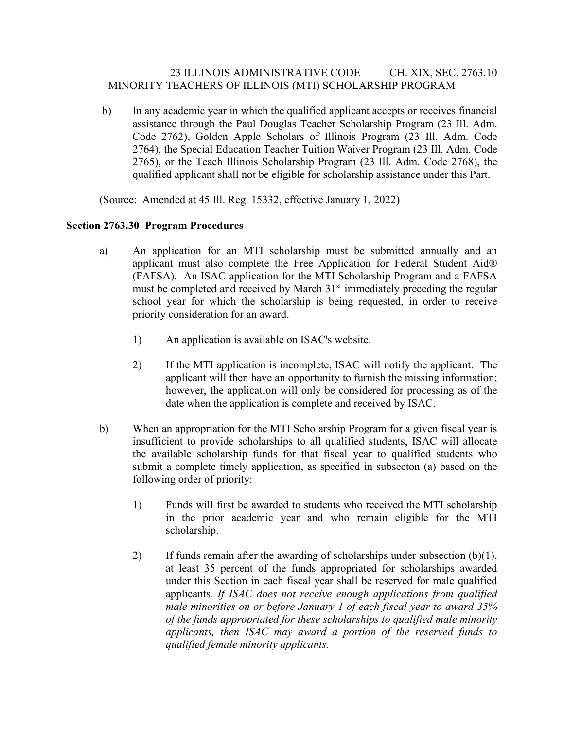b) In any academic year in which the qualified applicant accepts or receives financial assistance through the Paul Douglas Teacher Scholarship Program (23 Ill. Adm. Code 2762), Golden Apple Scholars of Illinois Program (23 Ill. Adm. Code 2764), the Special Education Teacher Tuition Waiver Program (23 Ill. Adm. Code 2765), or the Teach Illinois Scholarship Program (23 Ill. Adm. Code 2768), the qualified applicant shall not be eligible for scholarship assistance under this Part.

(Source: Amended at 45 Ill. Reg. 15332, effective January 1, 2022)

**Section 2763.30 Program Procedures**

a) An application for an MTI scholarship must be submitted annually and an applicant must also complete the Free Application for Federal Student Aid® (FAFSA). An ISAC application for the MTI Scholarship Program and a FAFSA must be completed and received by March 31st immediately preceding the regular school year for which the scholarship is being requested, in order to receive priority consideration for an award.

1) An application is available on ISAC's website.

2) If the MTI application is incomplete, ISAC will notify the applicant. The applicant will then have an opportunity to furnish the missing information; however, the application will only be considered for processing as of the date when the application is complete and received by ISAC.

b) When an appropriation for the MTI Scholarship Program for a given fiscal year is insufficient to provide scholarships to all qualified students, ISAC will allocate the available scholarship funds for that fiscal year to qualified students who submit a complete timely application, as specified in subsecton (a) based on the following order of priority:

1) Funds will first be awarded to students who received the MTI scholarship in the prior academic year and who remain eligible for the MTI scholarship.

2) If funds remain after the awarding of scholarships under subsection (b)(1), at least 35 percent of the funds appropriated for scholarships awarded under this Section in each fiscal year shall be reserved for male qualified applicants*. If ISAC does not receive enough applications from qualified male minorities on or before January 1 of each fiscal year to award 35% of the funds appropriated for these scholarships to qualified male minority applicants, then ISAC may award a portion of the reserved funds to qualified female minority applicants.*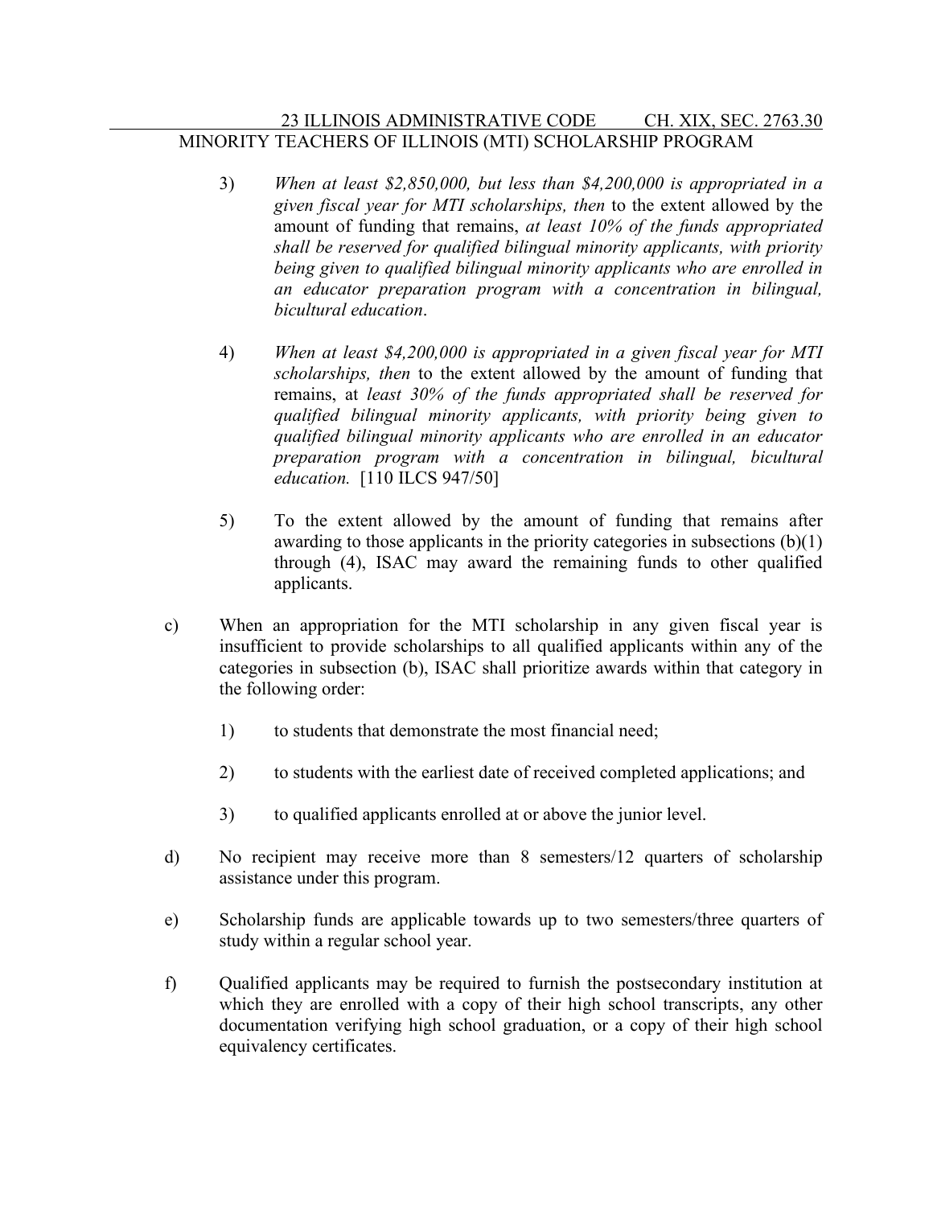3) *When at least $2,850,000, but less than $4,200,000 is appropriated in a given fiscal year for MTI scholarships, then* to the extent allowed by the amount of funding that remains, *at least 10% of the funds appropriated shall be reserved for qualified bilingual minority applicants, with priority being given to qualified bilingual minority applicants who are enrolled in an educator preparation program with a concentration in bilingual, bicultural education*.

4) *When at least $4,200,000 is appropriated in a given fiscal year for MTI scholarships, then* to the extent allowed by the amount of funding that remains, at *least 30% of the funds appropriated shall be reserved for qualified bilingual minority applicants, with priority being given to qualified bilingual minority applicants who are enrolled in an educator preparation program with a concentration in bilingual, bicultural education.* [110 ILCS 947/50]

5) To the extent allowed by the amount of funding that remains after awarding to those applicants in the priority categories in subsections (b)(1) through (4), ISAC may award the remaining funds to other qualified applicants.

c) When an appropriation for the MTI scholarship in any given fiscal year is insufficient to provide scholarships to all qualified applicants within any of the categories in subsection (b), ISAC shall prioritize awards within that category in the following order:

1) to students that demonstrate the most financial need;

2) to students with the earliest date of received completed applications; and

3) to qualified applicants enrolled at or above the junior level.

d) No recipient may receive more than 8 semesters/12 quarters of scholarship assistance under this program.

e) Scholarship funds are applicable towards up to two semesters/three quarters of study within a regular school year.

f) Qualified applicants may be required to furnish the postsecondary institution at which they are enrolled with a copy of their high school transcripts, any other documentation verifying high school graduation, or a copy of their high school equivalency certificates.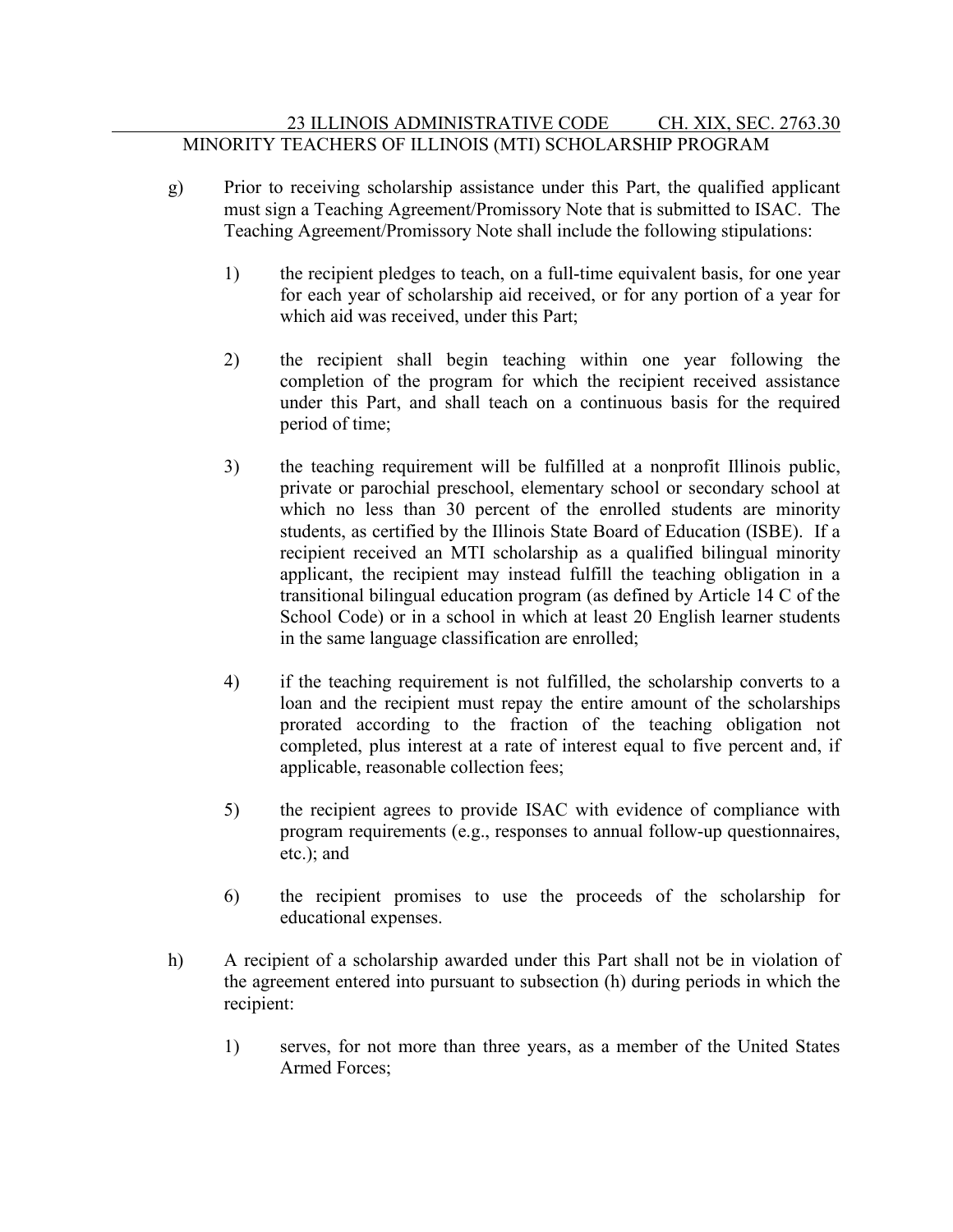g) Prior to receiving scholarship assistance under this Part, the qualified applicant must sign a Teaching Agreement/Promissory Note that is submitted to ISAC. The Teaching Agreement/Promissory Note shall include the following stipulations:

   1) the recipient pledges to teach, on a full-time equivalent basis, for one year for each year of scholarship aid received, or for any portion of a year for which aid was received, under this Part;

   2) the recipient shall begin teaching within one year following the completion of the program for which the recipient received assistance under this Part, and shall teach on a continuous basis for the required period of time;

   3) the teaching requirement will be fulfilled at a nonprofit Illinois public, private or parochial preschool, elementary school or secondary school at which no less than 30 percent of the enrolled students are minority students, as certified by the Illinois State Board of Education (ISBE). If a recipient received an MTI scholarship as a qualified bilingual minority applicant, the recipient may instead fulfill the teaching obligation in a transitional bilingual education program (as defined by Article 14 C of the School Code) or in a school in which at least 20 English learner students in the same language classification are enrolled;

   4) if the teaching requirement is not fulfilled, the scholarship converts to a loan and the recipient must repay the entire amount of the scholarships prorated according to the fraction of the teaching obligation not completed, plus interest at a rate of interest equal to five percent and, if applicable, reasonable collection fees;

   5) the recipient agrees to provide ISAC with evidence of compliance with program requirements (e.g., responses to annual follow-up questionnaires, etc.); and

   6) the recipient promises to use the proceeds of the scholarship for educational expenses.

h) A recipient of a scholarship awarded under this Part shall not be in violation of the agreement entered into pursuant to subsection (h) during periods in which the recipient:

   1) serves, for not more than three years, as a member of the United States Armed Forces;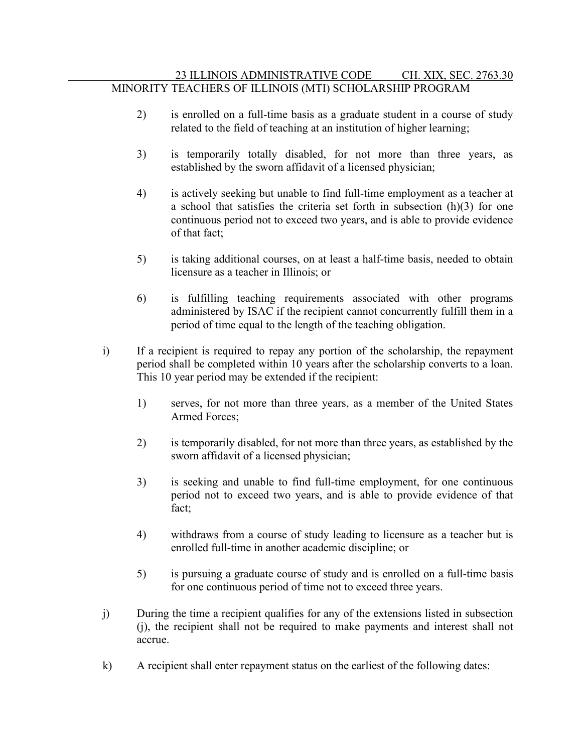2) is enrolled on a full-time basis as a graduate student in a course of study related to the field of teaching at an institution of higher learning;

3) is temporarily totally disabled, for not more than three years, as established by the sworn affidavit of a licensed physician;

4) is actively seeking but unable to find full-time employment as a teacher at a school that satisfies the criteria set forth in subsection (h)(3) for one continuous period not to exceed two years, and is able to provide evidence of that fact;

5) is taking additional courses, on at least a half-time basis, needed to obtain licensure as a teacher in Illinois; or

6) is fulfilling teaching requirements associated with other programs administered by ISAC if the recipient cannot concurrently fulfill them in a period of time equal to the length of the teaching obligation.

i) If a recipient is required to repay any portion of the scholarship, the repayment period shall be completed within 10 years after the scholarship converts to a loan. This 10 year period may be extended if the recipient:

1) serves, for not more than three years, as a member of the United States Armed Forces;

2) is temporarily disabled, for not more than three years, as established by the sworn affidavit of a licensed physician;

3) is seeking and unable to find full-time employment, for one continuous period not to exceed two years, and is able to provide evidence of that fact;

4) withdraws from a course of study leading to licensure as a teacher but is enrolled full-time in another academic discipline; or

5) is pursuing a graduate course of study and is enrolled on a full-time basis for one continuous period of time not to exceed three years.

j) During the time a recipient qualifies for any of the extensions listed in subsection (j), the recipient shall not be required to make payments and interest shall not accrue.

k) A recipient shall enter repayment status on the earliest of the following dates: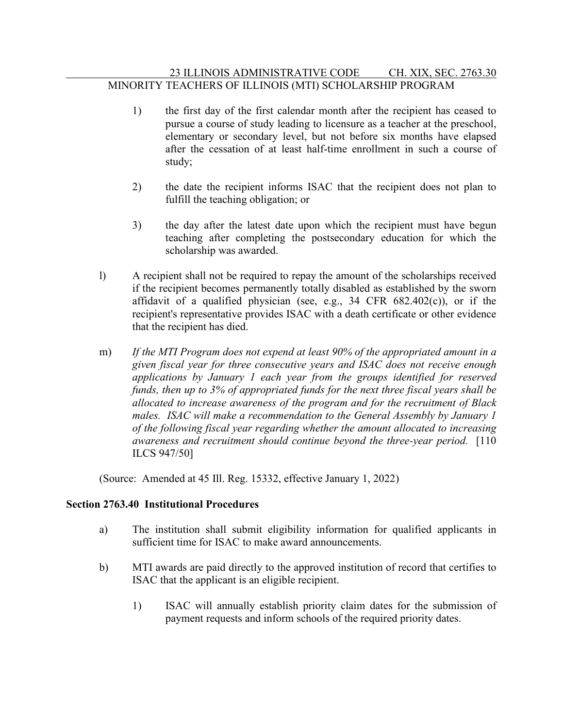1) the first day of the first calendar month after the recipient has ceased to pursue a course of study leading to licensure as a teacher at the preschool, elementary or secondary level, but not before six months have elapsed after the cessation of at least half-time enrollment in such a course of study;

2) the date the recipient informs ISAC that the recipient does not plan to fulfill the teaching obligation; or

3) the day after the latest date upon which the recipient must have begun teaching after completing the postsecondary education for which the scholarship was awarded.

l) A recipient shall not be required to repay the amount of the scholarships received if the recipient becomes permanently totally disabled as established by the sworn affidavit of a qualified physician (see, e.g., 34 CFR 682.402(c)), or if the recipient's representative provides ISAC with a death certificate or other evidence that the recipient has died.

m) *If the MTI Program does not expend at least 90% of the appropriated amount in a given fiscal year for three consecutive years and ISAC does not receive enough applications by January 1 each year from the groups identified for reserved funds, then up to 3% of appropriated funds for the next three fiscal years shall be allocated to increase awareness of the program and for the recruitment of Black males. ISAC will make a recommendation to the General Assembly by January 1 of the following fiscal year regarding whether the amount allocated to increasing awareness and recruitment should continue beyond the three-year period.* [110 ILCS 947/50]

(Source: Amended at 45 Ill. Reg. 15332, effective January 1, 2022)

**Section 2763.40 Institutional Procedures**

a) The institution shall submit eligibility information for qualified applicants in sufficient time for ISAC to make award announcements.

b) MTI awards are paid directly to the approved institution of record that certifies to ISAC that the applicant is an eligible recipient.

1) ISAC will annually establish priority claim dates for the submission of payment requests and inform schools of the required priority dates.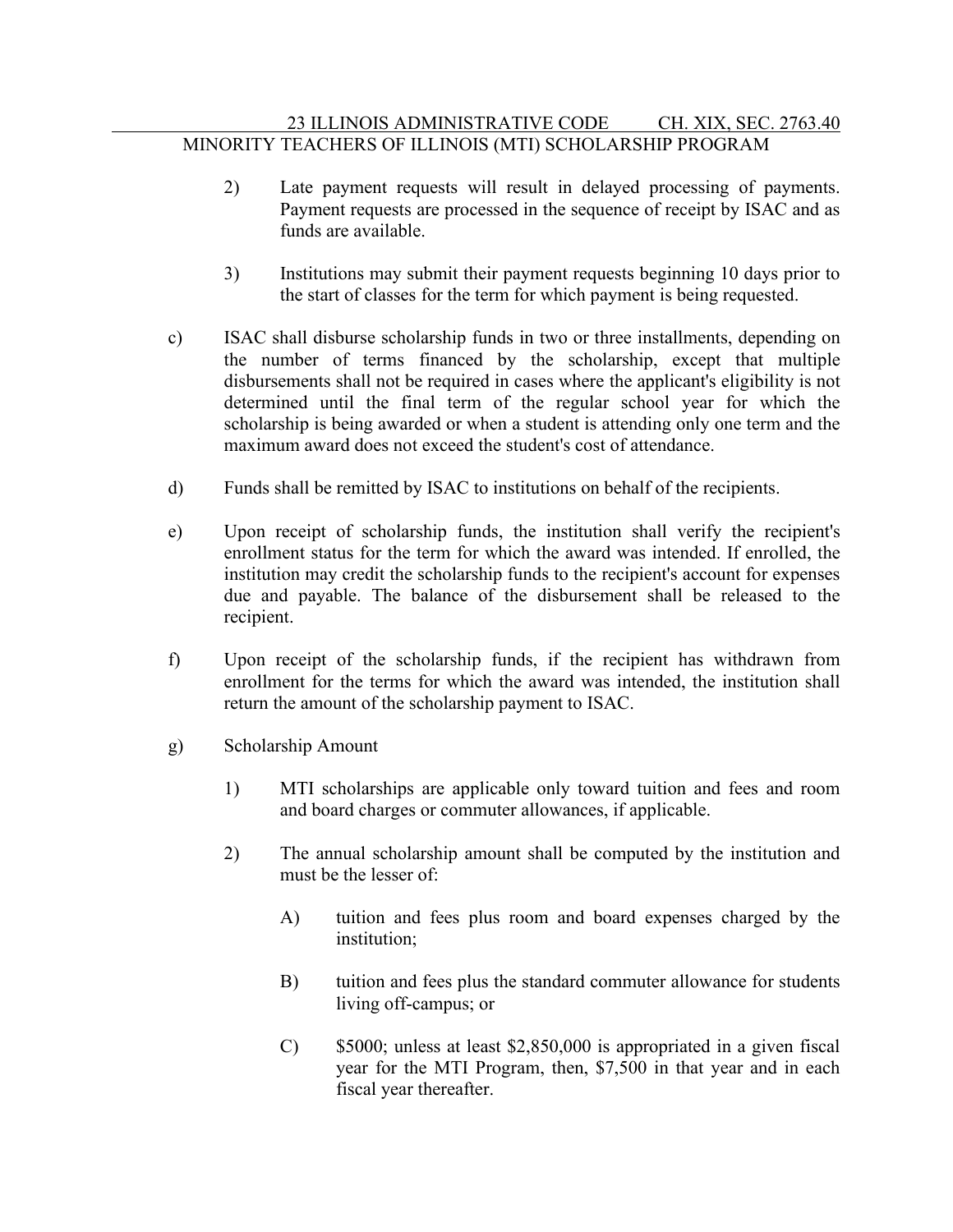2) Late payment requests will result in delayed processing of payments. Payment requests are processed in the sequence of receipt by ISAC and as funds are available.

3) Institutions may submit their payment requests beginning 10 days prior to the start of classes for the term for which payment is being requested.

c) ISAC shall disburse scholarship funds in two or three installments, depending on the number of terms financed by the scholarship, except that multiple disbursements shall not be required in cases where the applicant's eligibility is not determined until the final term of the regular school year for which the scholarship is being awarded or when a student is attending only one term and the maximum award does not exceed the student's cost of attendance.

d) Funds shall be remitted by ISAC to institutions on behalf of the recipients.

e) Upon receipt of scholarship funds, the institution shall verify the recipient's enrollment status for the term for which the award was intended. If enrolled, the institution may credit the scholarship funds to the recipient's account for expenses due and payable. The balance of the disbursement shall be released to the recipient.

f) Upon receipt of the scholarship funds, if the recipient has withdrawn from enrollment for the terms for which the award was intended, the institution shall return the amount of the scholarship payment to ISAC.

g) Scholarship Amount

1) MTI scholarships are applicable only toward tuition and fees and room and board charges or commuter allowances, if applicable.

2) The annual scholarship amount shall be computed by the institution and must be the lesser of:

A) tuition and fees plus room and board expenses charged by the institution;

B) tuition and fees plus the standard commuter allowance for students living off-campus; or

C) $5000; unless at least $2,850,000 is appropriated in a given fiscal year for the MTI Program, then, $7,500 in that year and in each fiscal year thereafter.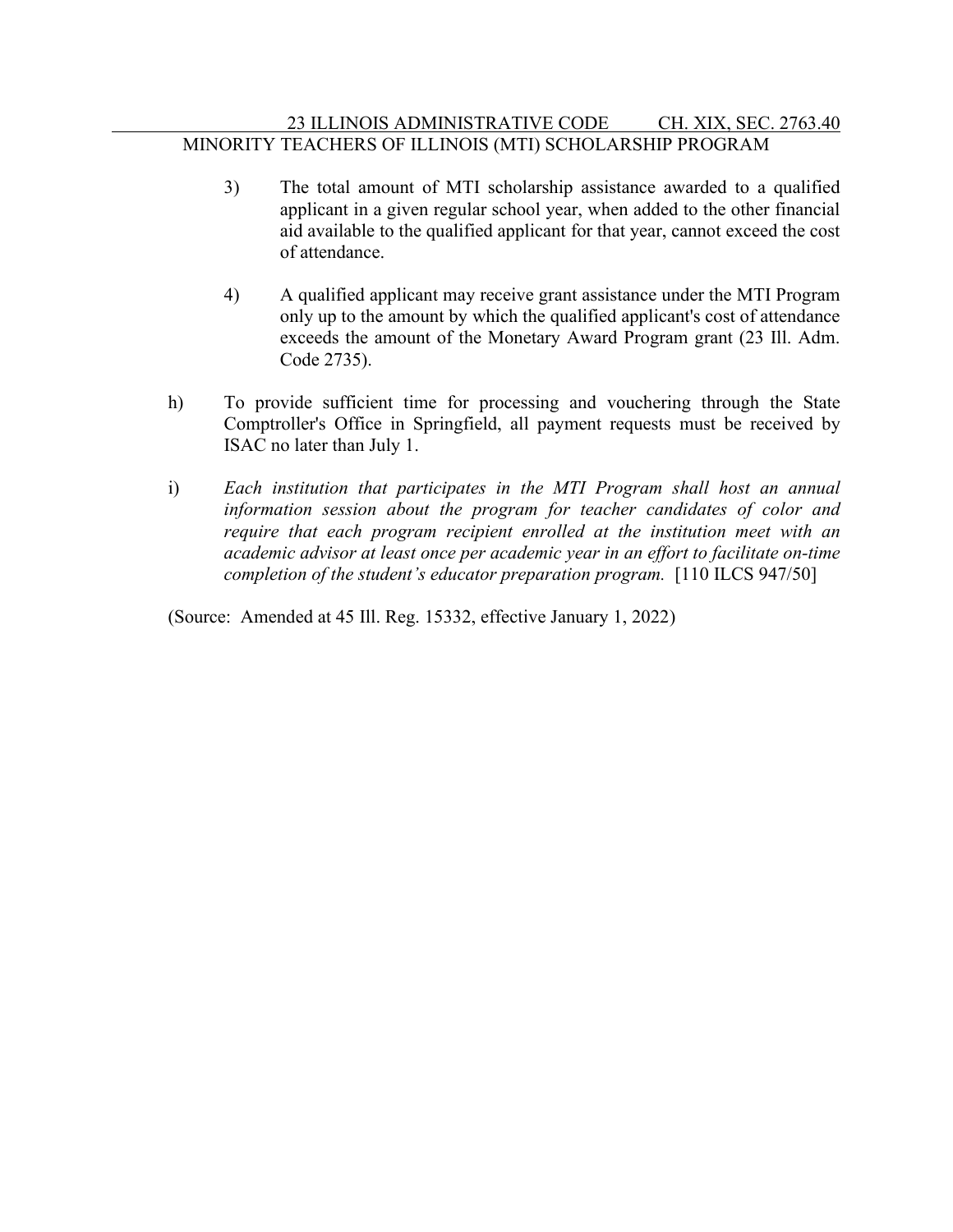3) The total amount of MTI scholarship assistance awarded to a qualified applicant in a given regular school year, when added to the other financial aid available to the qualified applicant for that year, cannot exceed the cost of attendance.

4) A qualified applicant may receive grant assistance under the MTI Program only up to the amount by which the qualified applicant's cost of attendance exceeds the amount of the Monetary Award Program grant (23 Ill. Adm. Code 2735).

h) To provide sufficient time for processing and vouchering through the State Comptroller's Office in Springfield, all payment requests must be received by ISAC no later than July 1.

i) *Each institution that participates in the MTI Program shall host an annual information session about the program for teacher candidates of color and require that each program recipient enrolled at the institution meet with an academic advisor at least once per academic year in an effort to facilitate on-time completion of the student's educator preparation program.* [110 ILCS 947/50]

(Source: Amended at 45 Ill. Reg. 15332, effective January 1, 2022)